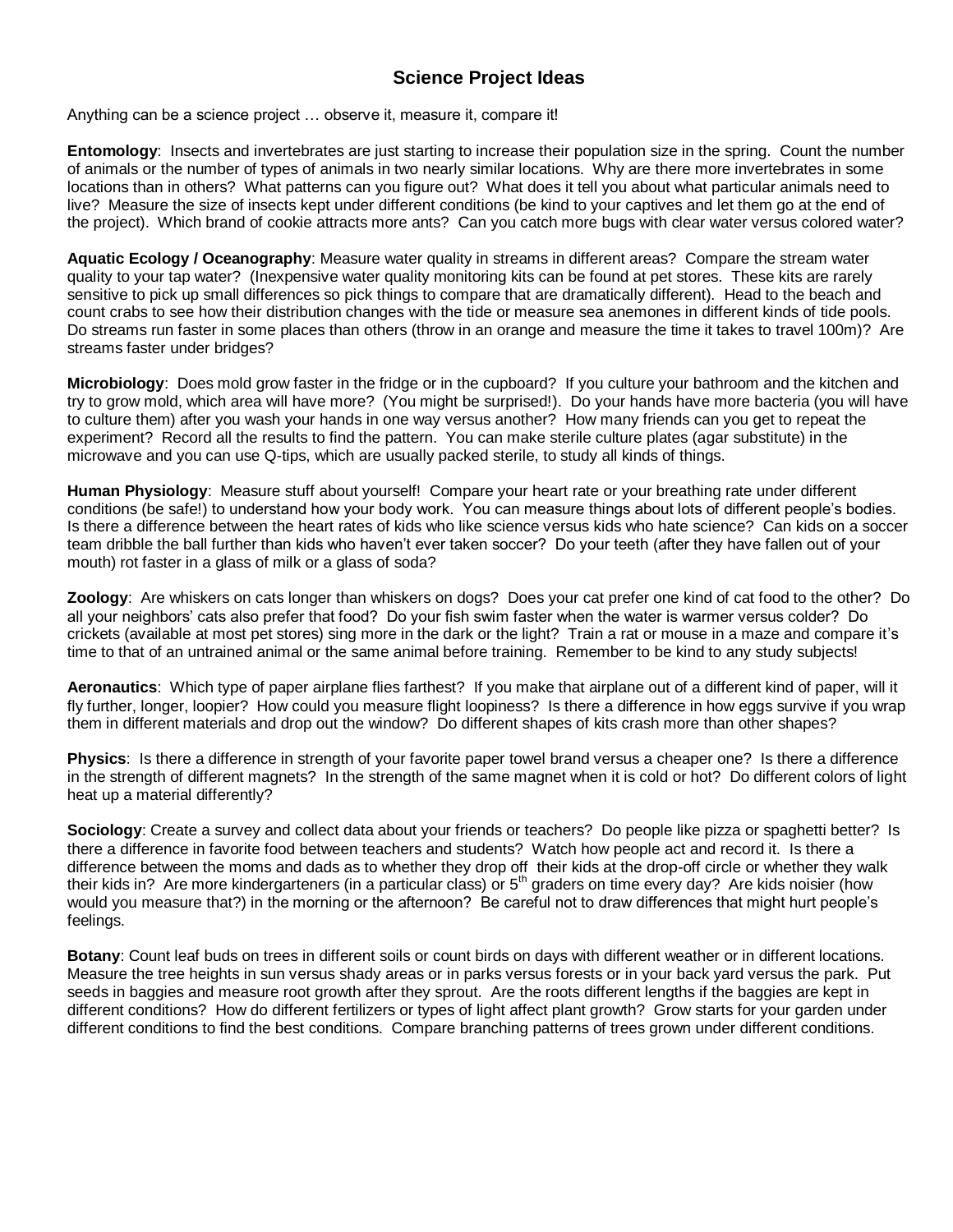# Science Project Ideas

Anything can be a science project … observe it, measure it, compare it!

**Entomology**: Insects and invertebrates are just starting to increase their population size in the spring. Count the number of animals or the number of types of animals in two nearly similar locations. Why are there more invertebrates in some locations than in others? What patterns can you figure out? What does it tell you about what particular animals need to live? Measure the size of insects kept under different conditions (be kind to your captives and let them go at the end of the project). Which brand of cookie attracts more ants? Can you catch more bugs with clear water versus colored water?

**Aquatic Ecology / Oceanography**: Measure water quality in streams in different areas? Compare the stream water quality to your tap water? (Inexpensive water quality monitoring kits can be found at pet stores. These kits are rarely sensitive to pick up small differences so pick things to compare that are dramatically different). Head to the beach and count crabs to see how their distribution changes with the tide or measure sea anemones in different kinds of tide pools. Do streams run faster in some places than others (throw in an orange and measure the time it takes to travel 100m)? Are streams faster under bridges?

**Microbiology**: Does mold grow faster in the fridge or in the cupboard? If you culture your bathroom and the kitchen and try to grow mold, which area will have more? (You might be surprised!). Do your hands have more bacteria (you will have to culture them) after you wash your hands in one way versus another? How many friends can you get to repeat the experiment? Record all the results to find the pattern. You can make sterile culture plates (agar substitute) in the microwave and you can use Q-tips, which are usually packed sterile, to study all kinds of things.

**Human Physiology**: Measure stuff about yourself! Compare your heart rate or your breathing rate under different conditions (be safe!) to understand how your body work. You can measure things about lots of different people's bodies. Is there a difference between the heart rates of kids who like science versus kids who hate science? Can kids on a soccer team dribble the ball further than kids who haven't ever taken soccer? Do your teeth (after they have fallen out of your mouth) rot faster in a glass of milk or a glass of soda?

**Zoology**: Are whiskers on cats longer than whiskers on dogs? Does your cat prefer one kind of cat food to the other? Do all your neighbors' cats also prefer that food? Do your fish swim faster when the water is warmer versus colder? Do crickets (available at most pet stores) sing more in the dark or the light? Train a rat or mouse in a maze and compare it's time to that of an untrained animal or the same animal before training. Remember to be kind to any study subjects!

**Aeronautics**: Which type of paper airplane flies farthest? If you make that airplane out of a different kind of paper, will it fly further, longer, loopier? How could you measure flight loopiness? Is there a difference in how eggs survive if you wrap them in different materials and drop out the window? Do different shapes of kits crash more than other shapes?

**Physics**: Is there a difference in strength of your favorite paper towel brand versus a cheaper one? Is there a difference in the strength of different magnets? In the strength of the same magnet when it is cold or hot? Do different colors of light heat up a material differently?

**Sociology**: Create a survey and collect data about your friends or teachers? Do people like pizza or spaghetti better? Is there a difference in favorite food between teachers and students? Watch how people act and record it. Is there a difference between the moms and dads as to whether they drop off their kids at the drop-off circle or whether they walk their kids in? Are more kindergarteners (in a particular class) or 5th graders on time every day? Are kids noisier (how would you measure that?) in the morning or the afternoon? Be careful not to draw differences that might hurt people's feelings.

**Botany**: Count leaf buds on trees in different soils or count birds on days with different weather or in different locations. Measure the tree heights in sun versus shady areas or in parks versus forests or in your back yard versus the park. Put seeds in baggies and measure root growth after they sprout. Are the roots different lengths if the baggies are kept in different conditions? How do different fertilizers or types of light affect plant growth? Grow starts for your garden under different conditions to find the best conditions. Compare branching patterns of trees grown under different conditions.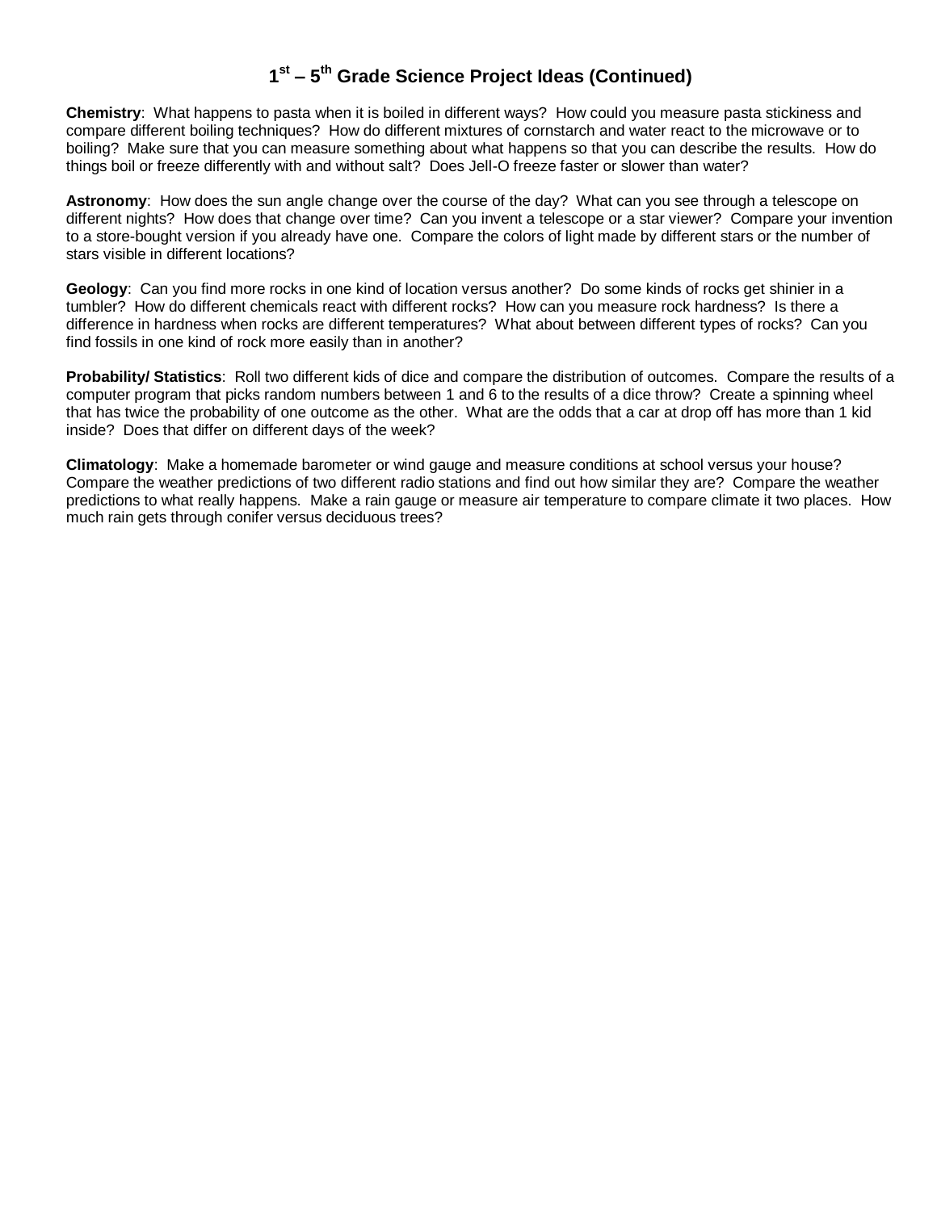# 1st – 5th Grade Science Project Ideas (Continued)

**Chemistry**: What happens to pasta when it is boiled in different ways? How could you measure pasta stickiness and compare different boiling techniques? How do different mixtures of cornstarch and water react to the microwave or to boiling? Make sure that you can measure something about what happens so that you can describe the results. How do things boil or freeze differently with and without salt? Does Jell-O freeze faster or slower than water?

**Astronomy**: How does the sun angle change over the course of the day? What can you see through a telescope on different nights? How does that change over time? Can you invent a telescope or a star viewer? Compare your invention to a store-bought version if you already have one. Compare the colors of light made by different stars or the number of stars visible in different locations?

**Geology**: Can you find more rocks in one kind of location versus another? Do some kinds of rocks get shinier in a tumbler? How do different chemicals react with different rocks? How can you measure rock hardness? Is there a difference in hardness when rocks are different temperatures? What about between different types of rocks? Can you find fossils in one kind of rock more easily than in another?

**Probability/ Statistics**: Roll two different kids of dice and compare the distribution of outcomes. Compare the results of a computer program that picks random numbers between 1 and 6 to the results of a dice throw? Create a spinning wheel that has twice the probability of one outcome as the other. What are the odds that a car at drop off has more than 1 kid inside? Does that differ on different days of the week?

**Climatology**: Make a homemade barometer or wind gauge and measure conditions at school versus your house? Compare the weather predictions of two different radio stations and find out how similar they are? Compare the weather predictions to what really happens. Make a rain gauge or measure air temperature to compare climate it two places. How much rain gets through conifer versus deciduous trees?